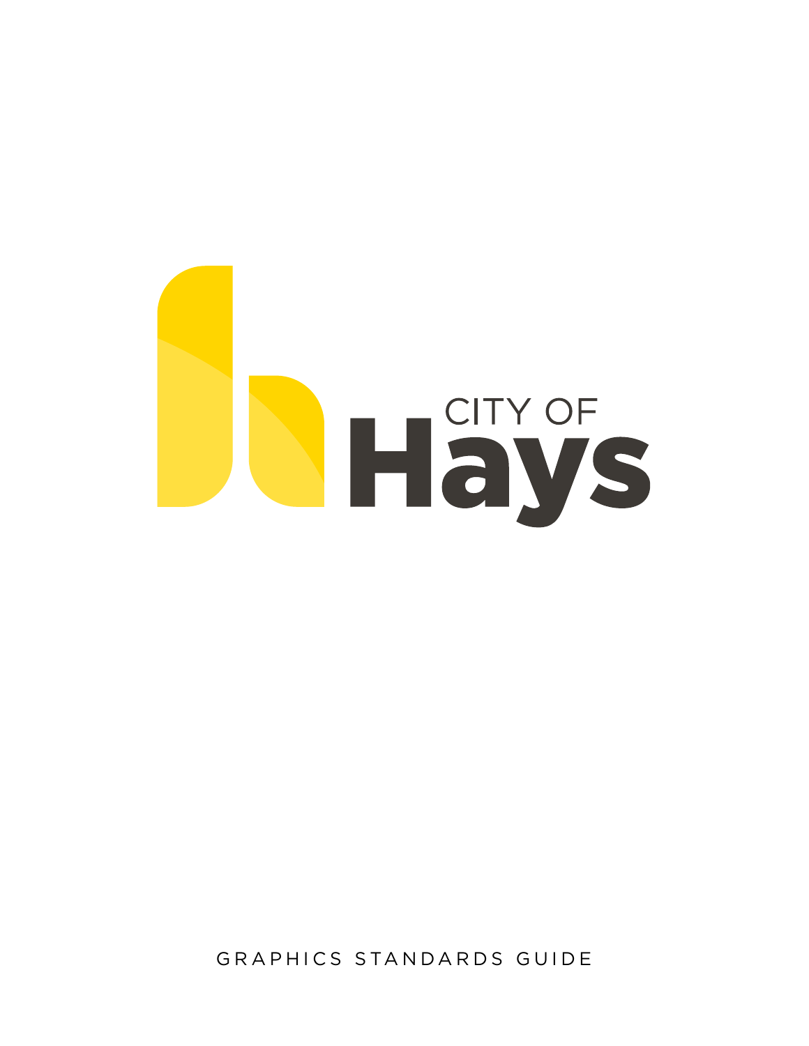CITY OF

# Hays

GRAPHICS STANDARDS GUIDE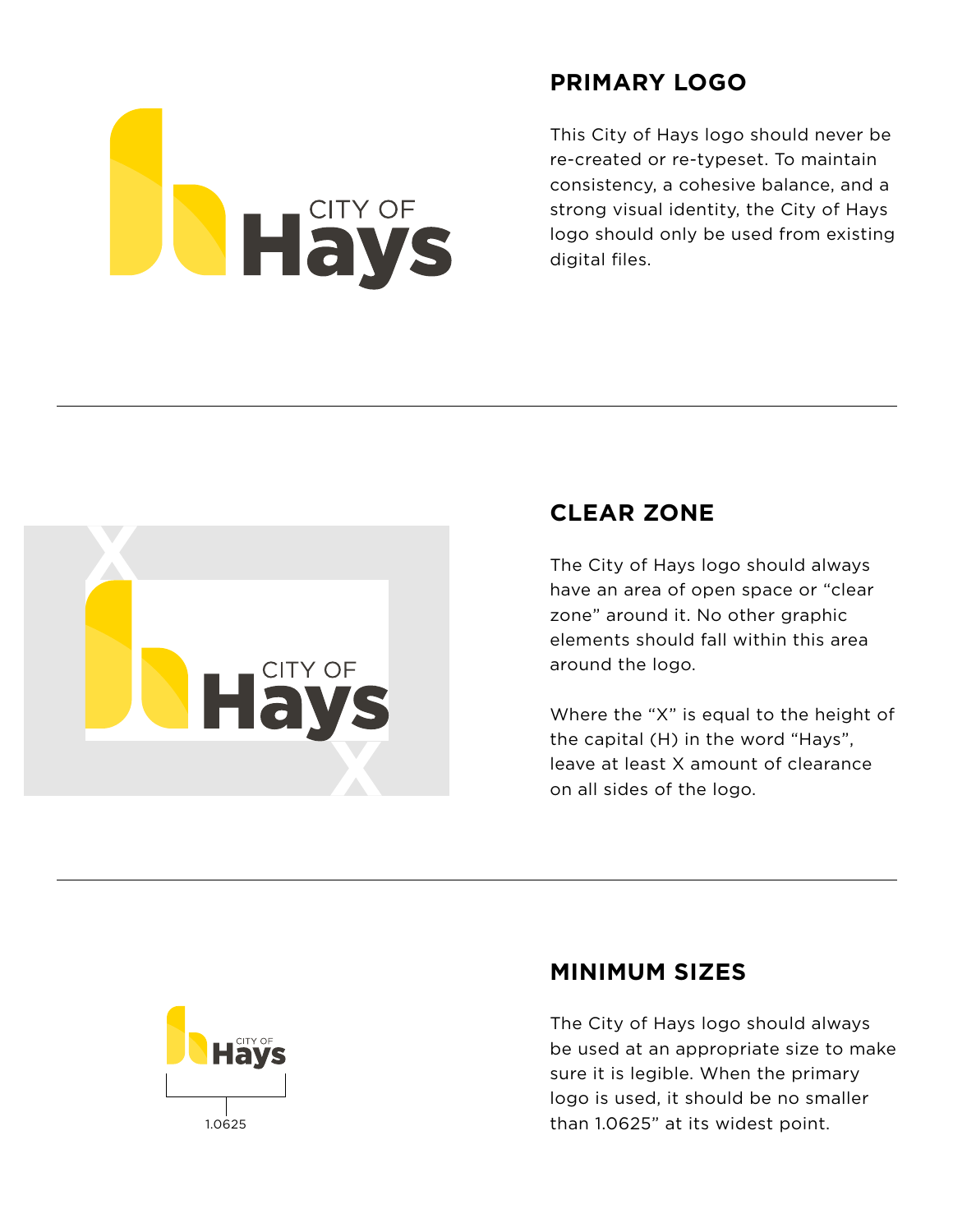## PRIMARY LOGO

This City of Hays logo should never be re-created or re-typeset. To maintain consistency, a cohesive balance, and a strong visual identity, the City of Hays logo should only be used from existing digital files.

---

## CLEAR ZONE

The City of Hays logo should always have an area of open space or “clear zone” around it. No other graphic elements should fall within this area around the logo.

Where the “X” is equal to the height of the capital (H) in the word “Hays”, leave at least X amount of clearance on all sides of the logo.

---

## MINIMUM SIZES

The City of Hays logo should always be used at an appropriate size to make sure it is legible. When the primary logo is used, it should be no smaller than 1.0625” at its widest point.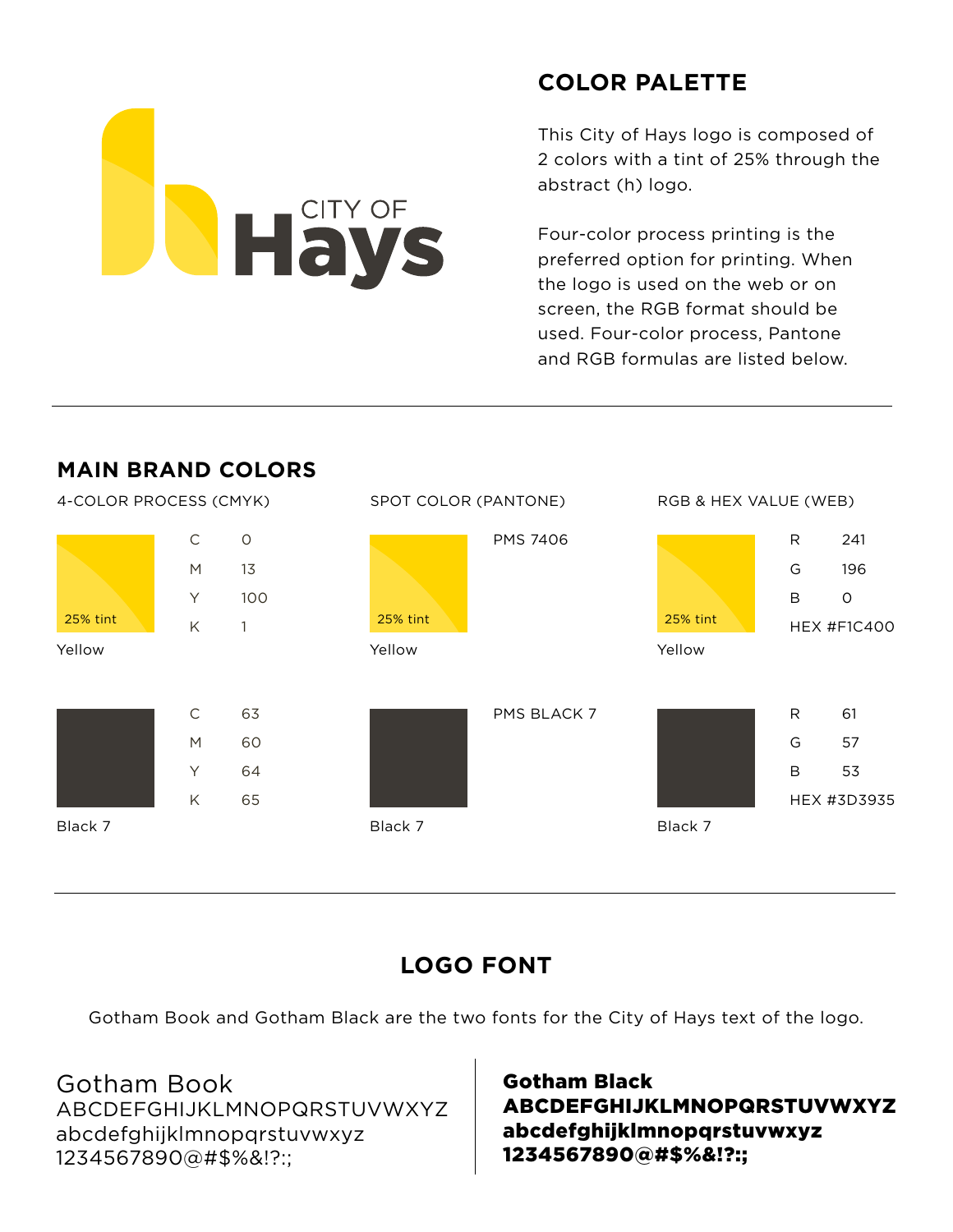## COLOR PALETTE

This City of Hays logo is composed of 2 colors with a tint of 25% through the abstract (h) logo.

Four-color process printing is the preferred option for printing. When the logo is used on the web or on screen, the RGB format should be used. Four-color process, Pantone and RGB formulas are listed below.

---

## MAIN BRAND COLORS

### 4-COLOR PROCESS (CMYK)

25% tint

Yellow

| | |
|---|---|
| C | 0 |
| M | 13 |
| Y | 100 |
| K | 1 |

Black 7

| | |
|---|---|
| C | 63 |
| M | 60 |
| Y | 64 |
| K | 65 |

### SPOT COLOR (PANTONE)

25% tint

Yellow

PMS 7406

Black 7

PMS BLACK 7

### RGB & HEX VALUE (WEB)

25% tint

Yellow

| | |
|---|---|
| R | 241 |
| G | 196 |
| B | 0 |
| HEX #F1C400 | |

Black 7

| | |
|---|---|
| R | 61 |
| G | 57 |
| B | 53 |
| HEX #3D3935 | |

---

## LOGO FONT

Gotham Book and Gotham Black are the two fonts for the City of Hays text of the logo.

Gotham Book
ABCDEFGHIJKLMNOPQRSTUVWXYZ
abcdefghijklmnopqrstuvwxyz
1234567890@#$%&!?:;

**Gotham Black**
**ABCDEFGHIJKLMNOPQRSTUVWXYZ**
**abcdefghijklmnopqrstuvwxyz**
**1234567890@#$%&!?:;**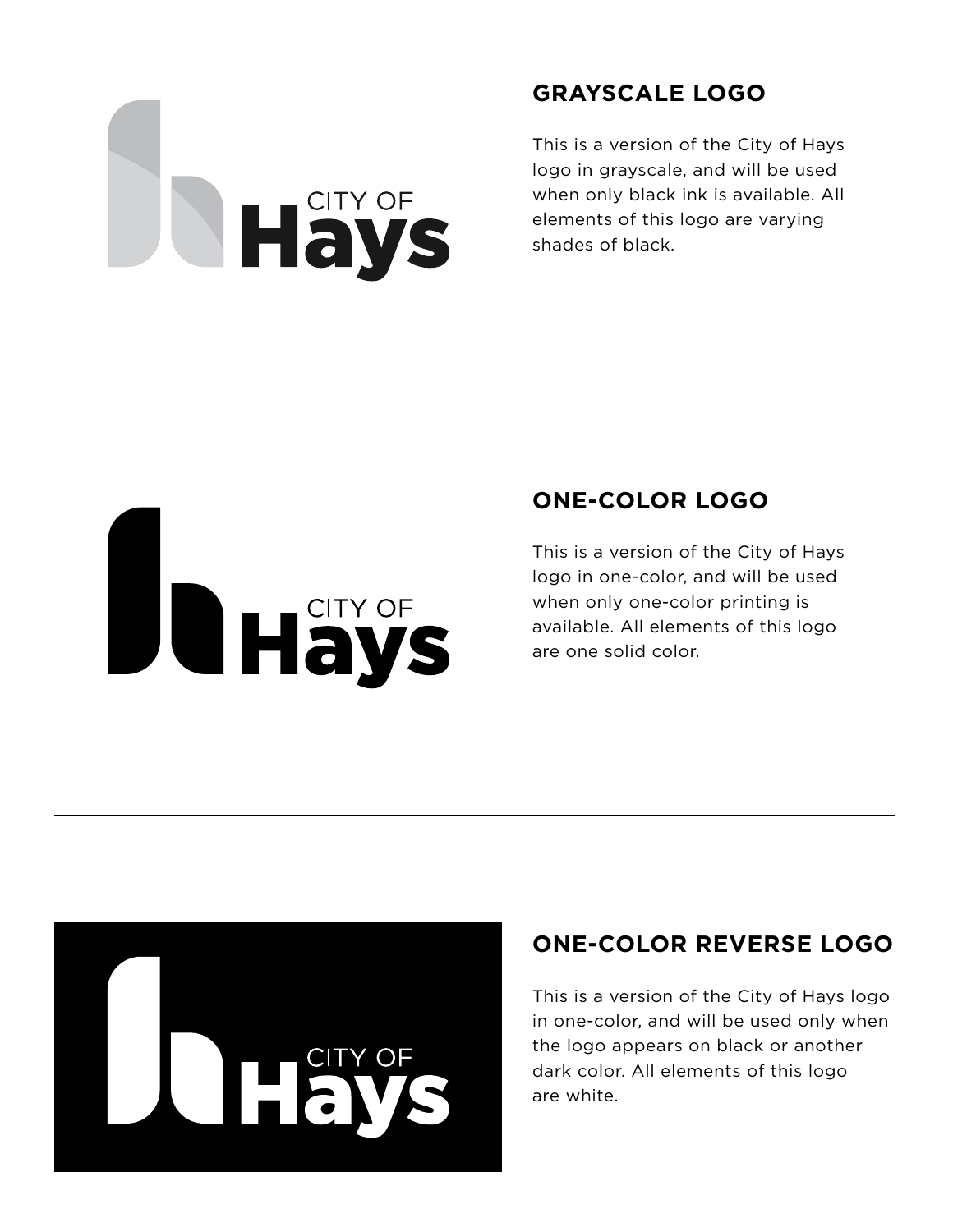## GRAYSCALE LOGO

This is a version of the City of Hays logo in grayscale, and will be used when only black ink is available. All elements of this logo are varying shades of black.

---

## ONE-COLOR LOGO

This is a version of the City of Hays logo in one-color, and will be used when only one-color printing is available. All elements of this logo are one solid color.

---

## ONE-COLOR REVERSE LOGO

This is a version of the City of Hays logo in one-color, and will be used only when the logo appears on black or another dark color. All elements of this logo are white.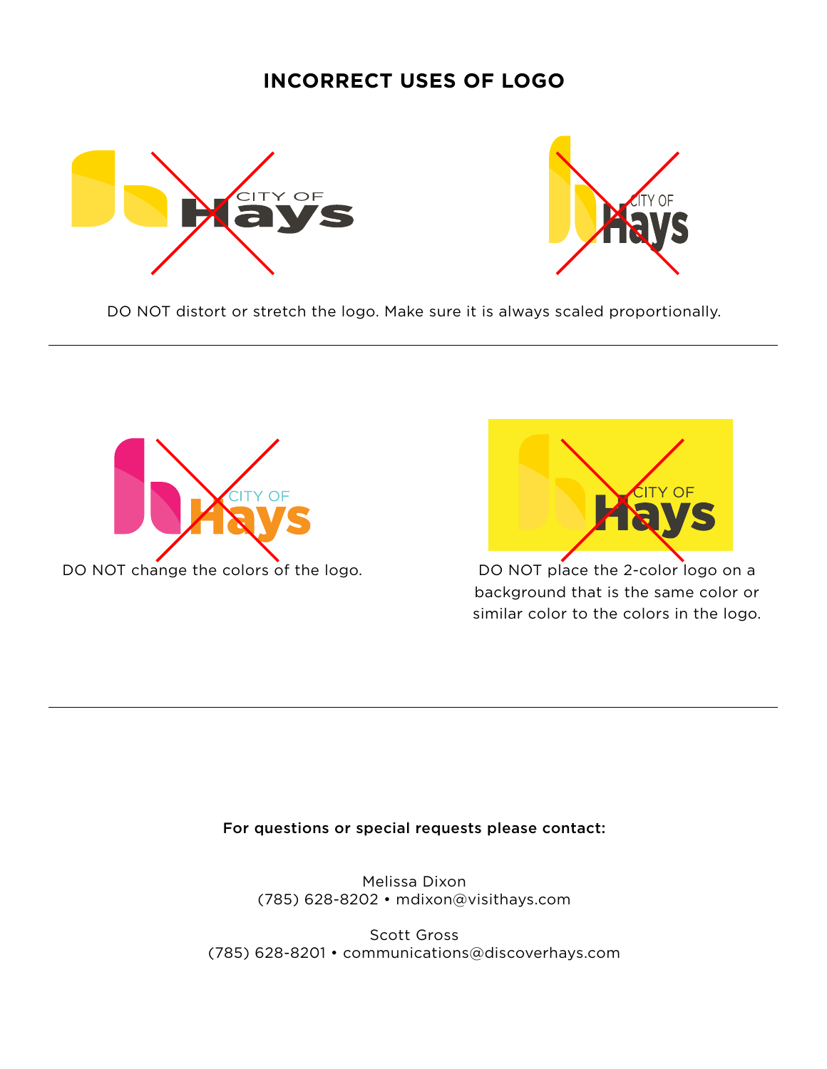# INCORRECT USES OF LOGO

DO NOT distort or stretch the logo. Make sure it is always scaled proportionally.

---

DO NOT change the colors of the logo.

DO NOT place the 2-color logo on a background that is the same color or similar color to the colors in the logo.

---

**For questions or special requests please contact:**

Melissa Dixon
(785) 628-8202 • mdixon@visithays.com

Scott Gross
(785) 628-8201 • communications@discoverhays.com